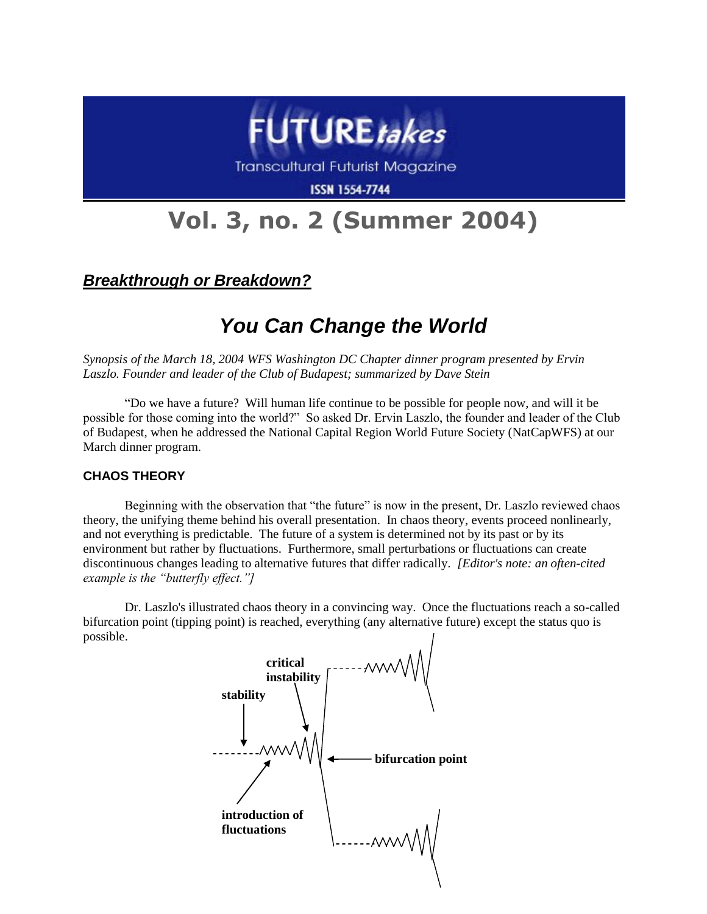# FUTURE*takes*

Transcultural Futurist Magazine

ISSN 1554-7744

## Vol. 3, no. 2 (Summer 2004)

### ***Breakthrough or Breakdown?***

## *You Can Change the World*

*Synopsis of the March 18, 2004 WFS Washington DC Chapter dinner program presented by Ervin Laszlo. Founder and leader of the Club of Budapest; summarized by Dave Stein*

"Do we have a future? Will human life continue to be possible for people now, and will it be possible for those coming into the world?" So asked Dr. Ervin Laszlo, the founder and leader of the Club of Budapest, when he addressed the National Capital Region World Future Society (NatCapWFS) at our March dinner program.

### CHAOS THEORY

Beginning with the observation that "the future" is now in the present, Dr. Laszlo reviewed chaos theory, the unifying theme behind his overall presentation. In chaos theory, events proceed nonlinearly, and not everything is predictable. The future of a system is determined not by its past or by its environment but rather by fluctuations. Furthermore, small perturbations or fluctuations can create discontinuous changes leading to alternative futures that differ radically. *[Editor's note: an often-cited example is the "butterfly effect."]*

Dr. Laszlo's illustrated chaos theory in a convincing way. Once the fluctuations reach a so-called bifurcation point (tipping point) is reached, everything (any alternative future) except the status quo is possible.

**stability** | **critical instability** | **bifurcation point** | **introduction of fluctuations**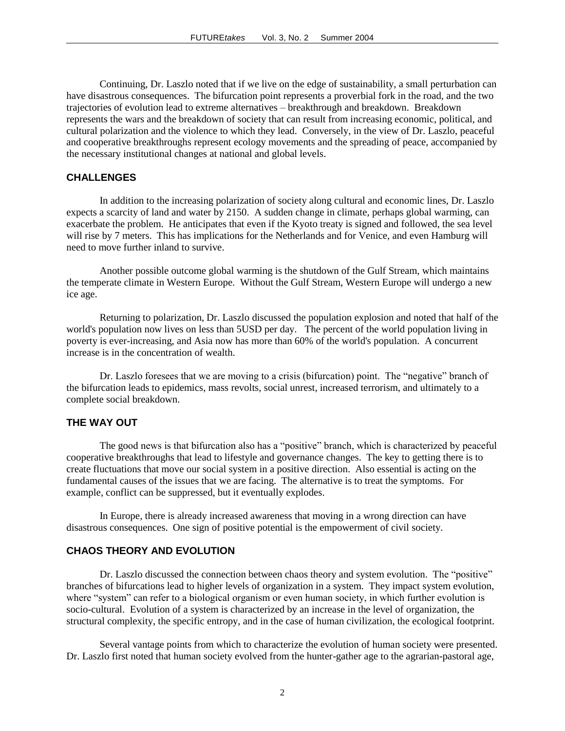Continuing, Dr. Laszlo noted that if we live on the edge of sustainability, a small perturbation can have disastrous consequences. The bifurcation point represents a proverbial fork in the road, and the two trajectories of evolution lead to extreme alternatives – breakthrough and breakdown. Breakdown represents the wars and the breakdown of society that can result from increasing economic, political, and cultural polarization and the violence to which they lead. Conversely, in the view of Dr. Laszlo, peaceful and cooperative breakthroughs represent ecology movements and the spreading of peace, accompanied by the necessary institutional changes at national and global levels.

## CHALLENGES

In addition to the increasing polarization of society along cultural and economic lines, Dr. Laszlo expects a scarcity of land and water by 2150. A sudden change in climate, perhaps global warming, can exacerbate the problem. He anticipates that even if the Kyoto treaty is signed and followed, the sea level will rise by 7 meters. This has implications for the Netherlands and for Venice, and even Hamburg will need to move further inland to survive.

Another possible outcome global warming is the shutdown of the Gulf Stream, which maintains the temperate climate in Western Europe. Without the Gulf Stream, Western Europe will undergo a new ice age.

Returning to polarization, Dr. Laszlo discussed the population explosion and noted that half of the world's population now lives on less than 5USD per day. The percent of the world population living in poverty is ever-increasing, and Asia now has more than 60% of the world's population. A concurrent increase is in the concentration of wealth.

Dr. Laszlo foresees that we are moving to a crisis (bifurcation) point. The "negative" branch of the bifurcation leads to epidemics, mass revolts, social unrest, increased terrorism, and ultimately to a complete social breakdown.

## THE WAY OUT

The good news is that bifurcation also has a "positive" branch, which is characterized by peaceful cooperative breakthroughs that lead to lifestyle and governance changes. The key to getting there is to create fluctuations that move our social system in a positive direction. Also essential is acting on the fundamental causes of the issues that we are facing. The alternative is to treat the symptoms. For example, conflict can be suppressed, but it eventually explodes.

In Europe, there is already increased awareness that moving in a wrong direction can have disastrous consequences. One sign of positive potential is the empowerment of civil society.

## CHAOS THEORY AND EVOLUTION

Dr. Laszlo discussed the connection between chaos theory and system evolution. The "positive" branches of bifurcations lead to higher levels of organization in a system. They impact system evolution, where "system" can refer to a biological organism or even human society, in which further evolution is socio-cultural. Evolution of a system is characterized by an increase in the level of organization, the structural complexity, the specific entropy, and in the case of human civilization, the ecological footprint.

Several vantage points from which to characterize the evolution of human society were presented. Dr. Laszlo first noted that human society evolved from the hunter-gather age to the agrarian-pastoral age,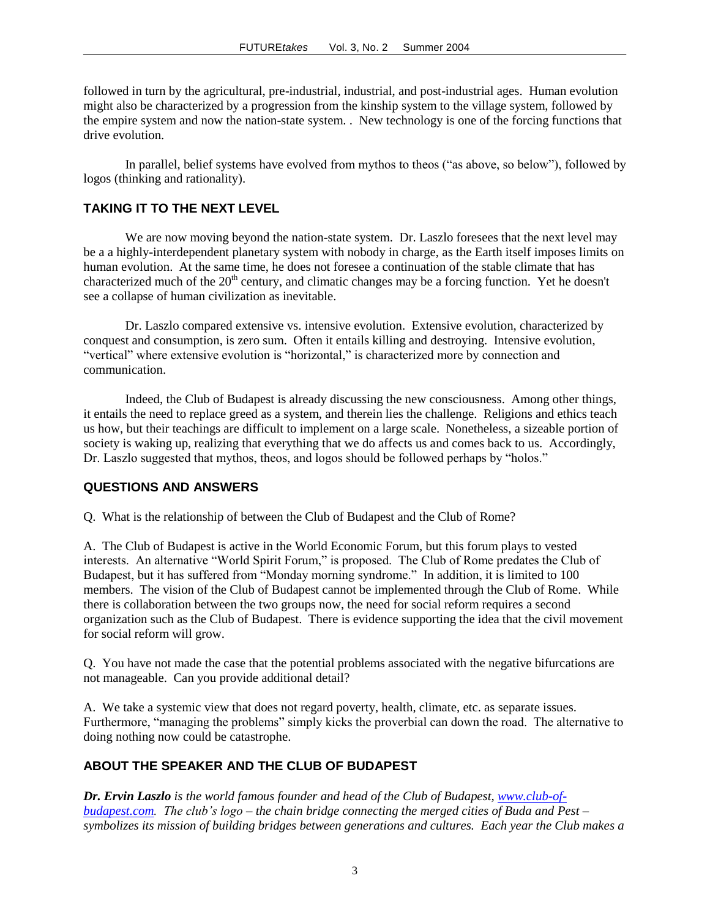followed in turn by the agricultural, pre-industrial, industrial, and post-industrial ages. Human evolution might also be characterized by a progression from the kinship system to the village system, followed by the empire system and now the nation-state system. . New technology is one of the forcing functions that drive evolution.

In parallel, belief systems have evolved from mythos to theos ("as above, so below"), followed by logos (thinking and rationality).

## TAKING IT TO THE NEXT LEVEL

We are now moving beyond the nation-state system. Dr. Laszlo foresees that the next level may be a a highly-interdependent planetary system with nobody in charge, as the Earth itself imposes limits on human evolution. At the same time, he does not foresee a continuation of the stable climate that has characterized much of the 20th century, and climatic changes may be a forcing function. Yet he doesn't see a collapse of human civilization as inevitable.

Dr. Laszlo compared extensive vs. intensive evolution. Extensive evolution, characterized by conquest and consumption, is zero sum. Often it entails killing and destroying. Intensive evolution, "vertical" where extensive evolution is "horizontal," is characterized more by connection and communication.

Indeed, the Club of Budapest is already discussing the new consciousness. Among other things, it entails the need to replace greed as a system, and therein lies the challenge. Religions and ethics teach us how, but their teachings are difficult to implement on a large scale. Nonetheless, a sizeable portion of society is waking up, realizing that everything that we do affects us and comes back to us. Accordingly, Dr. Laszlo suggested that mythos, theos, and logos should be followed perhaps by "holos."

## QUESTIONS AND ANSWERS

Q. What is the relationship of between the Club of Budapest and the Club of Rome?

A. The Club of Budapest is active in the World Economic Forum, but this forum plays to vested interests. An alternative "World Spirit Forum," is proposed. The Club of Rome predates the Club of Budapest, but it has suffered from "Monday morning syndrome." In addition, it is limited to 100 members. The vision of the Club of Budapest cannot be implemented through the Club of Rome. While there is collaboration between the two groups now, the need for social reform requires a second organization such as the Club of Budapest. There is evidence supporting the idea that the civil movement for social reform will grow.

Q. You have not made the case that the potential problems associated with the negative bifurcations are not manageable. Can you provide additional detail?

A. We take a systemic view that does not regard poverty, health, climate, etc. as separate issues. Furthermore, "managing the problems" simply kicks the proverbial can down the road. The alternative to doing nothing now could be catastrophe.

## ABOUT THE SPEAKER AND THE CLUB OF BUDAPEST

***Dr. Ervin Laszlo*** *is the world famous founder and head of the Club of Budapest, [www.club-of-budapest.com](http://www.club-of-budapest.com). The club's logo – the chain bridge connecting the merged cities of Buda and Pest – symbolizes its mission of building bridges between generations and cultures. Each year the Club makes a*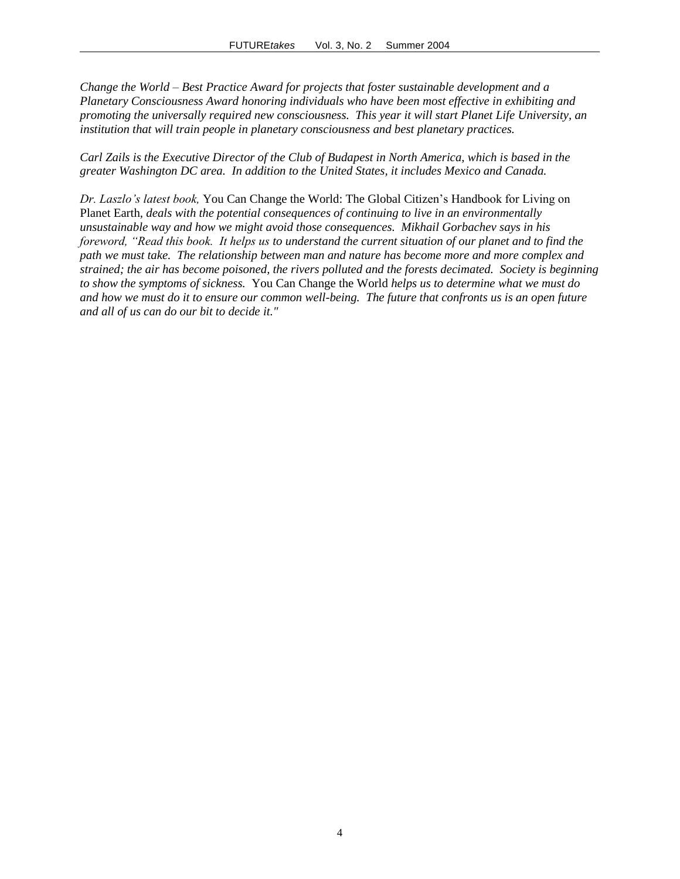*Change the World – Best Practice Award for projects that foster sustainable development and a Planetary Consciousness Award honoring individuals who have been most effective in exhibiting and promoting the universally required new consciousness. This year it will start Planet Life University, an institution that will train people in planetary consciousness and best planetary practices.*

*Carl Zails is the Executive Director of the Club of Budapest in North America, which is based in the greater Washington DC area. In addition to the United States, it includes Mexico and Canada.*

*Dr. Laszlo's latest book,* You Can Change the World: The Global Citizen's Handbook for Living on Planet Earth, *deals with the potential consequences of continuing to live in an environmentally unsustainable way and how we might avoid those consequences. Mikhail Gorbachev says in his foreword, "Read this book. It helps us to understand the current situation of our planet and to find the path we must take. The relationship between man and nature has become more and more complex and strained; the air has become poisoned, the rivers polluted and the forests decimated. Society is beginning to show the symptoms of sickness.* You Can Change the World *helps us to determine what we must do and how we must do it to ensure our common well-being. The future that confronts us is an open future and all of us can do our bit to decide it."*